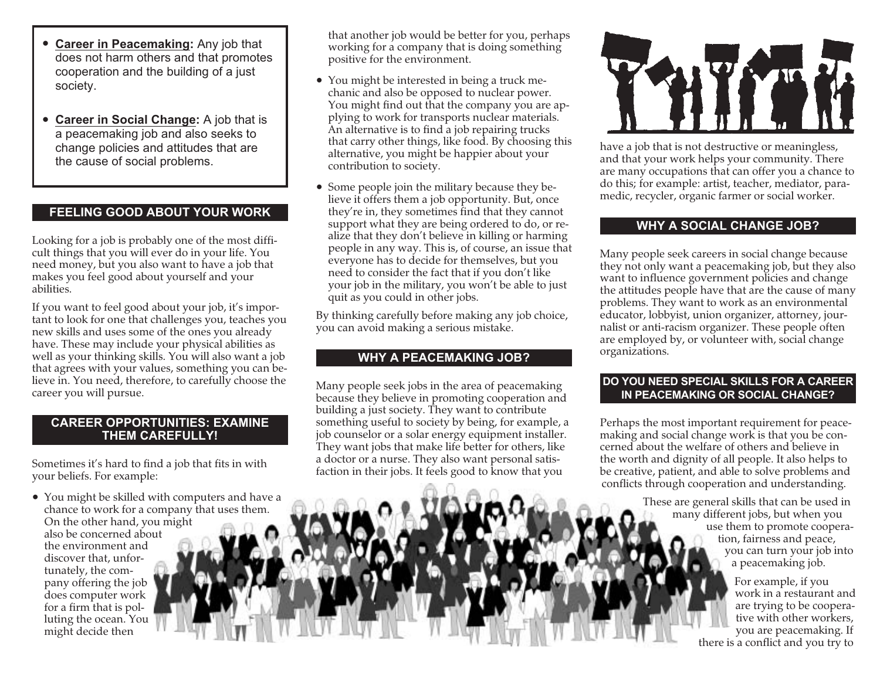- **Career in Peacemaking:** Any job that does not harm others and that promotes cooperation and the building of a just society.
- **Career in Social Change:** A job that is a peacemaking job and also seeks to change policies and attitudes that are the cause of social problems.

## FEELING GOOD ABOUT YOUR WORK

Looking for a job is probably one of the most difficult things that you will ever do in your life. You need money, but you also want to have a job that makes you feel good about yourself and your abilities.

If you want to feel good about your job, it's important to look for one that challenges you, teaches you new skills and uses some of the ones you already have. These may include your physical abilities as well as your thinking skills. You will also want a job that agrees with your values, something you can believe in. You need, therefore, to carefully choose the career you will pursue.

## CAREER OPPORTUNITIES: EXAMINE THEM CAREFULLY!

Sometimes it's hard to find a job that fits in with your beliefs. For example:

- You might be skilled with computers and have a chance to work for a company that uses them. On the other hand, you might also be concerned about the environment and discover that, unfortunately, the company offering the job does computer work for a firm that is polluting the ocean. You might decide then that another job would be better for you, perhaps working for a company that is doing something positive for the environment.
- You might be interested in being a truck mechanic and also be opposed to nuclear power. You might find out that the company you are applying to work for transports nuclear materials. An alternative is to find a job repairing trucks that carry other things, like food. By choosing this alternative, you might be happier about your contribution to society.
- Some people join the military because they believe it offers them a job opportunity. But, once they're in, they sometimes find that they cannot support what they are being ordered to do, or realize that they don't believe in killing or harming people in any way. This is, of course, an issue that everyone has to decide for themselves, but you need to consider the fact that if you don't like your job in the military, you won't be able to just quit as you could in other jobs.

By thinking carefully before making any job choice, you can avoid making a serious mistake.

## WHY A PEACEMAKING JOB?

Many people seek jobs in the area of peacemaking because they believe in promoting cooperation and building a just society. They want to contribute something useful to society by being, for example, a job counselor or a solar energy equipment installer. They want jobs that make life better for others, like a doctor or a nurse. They also want personal satisfaction in their jobs. It feels good to know that you have a job that is not destructive or meaningless, and that your work helps your community. There are many occupations that can offer you a chance to do this; for example: artist, teacher, mediator, paramedic, recycler, organic farmer or social worker.

## WHY A SOCIAL CHANGE JOB?

Many people seek careers in social change because they not only want a peacemaking job, but they also want to influence government policies and change the attitudes people have that are the cause of many problems. They want to work as an environmental educator, lobbyist, union organizer, attorney, journalist or anti-racism organizer. These people often are employed by, or volunteer with, social change organizations.

## DO YOU NEED SPECIAL SKILLS FOR A CAREER IN PEACEMAKING OR SOCIAL CHANGE?

Perhaps the most important requirement for peacemaking and social change work is that you be concerned about the welfare of others and believe in the worth and dignity of all people. It also helps to be creative, patient, and able to solve problems and conflicts through cooperation and understanding.

These are general skills that can be used in many different jobs, but when you use them to promote cooperation, fairness and peace, you can turn your job into a peacemaking job.

For example, if you work in a restaurant and are trying to be cooperative with other workers, you are peacemaking. If there is a conflict and you try to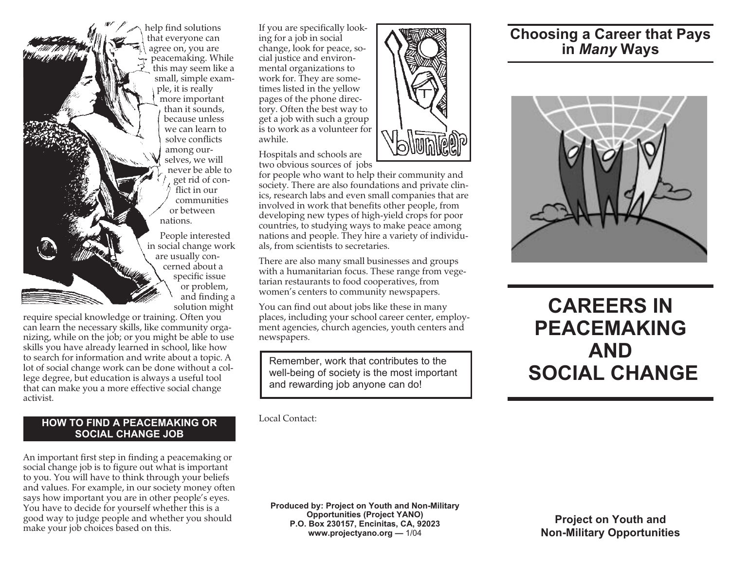help find solutions that everyone can agree on, you are peacemaking. While this may seem like a small, simple example, it is really more important than it sounds, because unless we can learn to solve conflicts among ourselves, we will never be able to get rid of conflict in our communities or between nations.

People interested in social change work are usually concerned about a specific issue or problem, and finding a solution might require special knowledge or training. Often you can learn the necessary skills, like community organizing, while on the job; or you might be able to use skills you have already learned in school, like how to search for information and write about a topic. A lot of social change work can be done without a college degree, but education is always a useful tool that can make you a more effective social change activist.

## HOW TO FIND A PEACEMAKING OR SOCIAL CHANGE JOB

An important first step in finding a peacemaking or social change job is to figure out what is important to you. You will have to think through your beliefs and values. For example, in our society money often says how important you are in other people's eyes. You have to decide for yourself whether this is a good way to judge people and whether you should make your job choices based on this.

If you are specifically looking for a job in social change, look for peace, social justice and environmental organizations to work for. They are sometimes listed in the yellow pages of the phone directory. Often the best way to get a job with such a group is to work as a volunteer for awhile.

Hospitals and schools are two obvious sources of jobs for people who want to help their community and society. There are also foundations and private clinics, research labs and even small companies that are involved in work that benefits other people, from developing new types of high-yield crops for poor countries, to studying ways to make peace among nations and people. They hire a variety of individuals, from scientists to secretaries.

There are also many small businesses and groups with a humanitarian focus. These range from vegetarian restaurants to food cooperatives, from women's centers to community newspapers.

You can find out about jobs like these in many places, including your school career center, employment agencies, church agencies, youth centers and newspapers.

> Remember, work that contributes to the well-being of society is the most important and rewarding job anyone can do!

Local Contact:

**Produced by: Project on Youth and Non-Military Opportunities (Project YANO)**
**P.O. Box 230157, Encinitas, CA, 92023**
**www.projectyano.org —** 1/04

## Choosing a Career that Pays in *Many* Ways

# CAREERS IN PEACEMAKING AND SOCIAL CHANGE

**Project on Youth and Non-Military Opportunities**